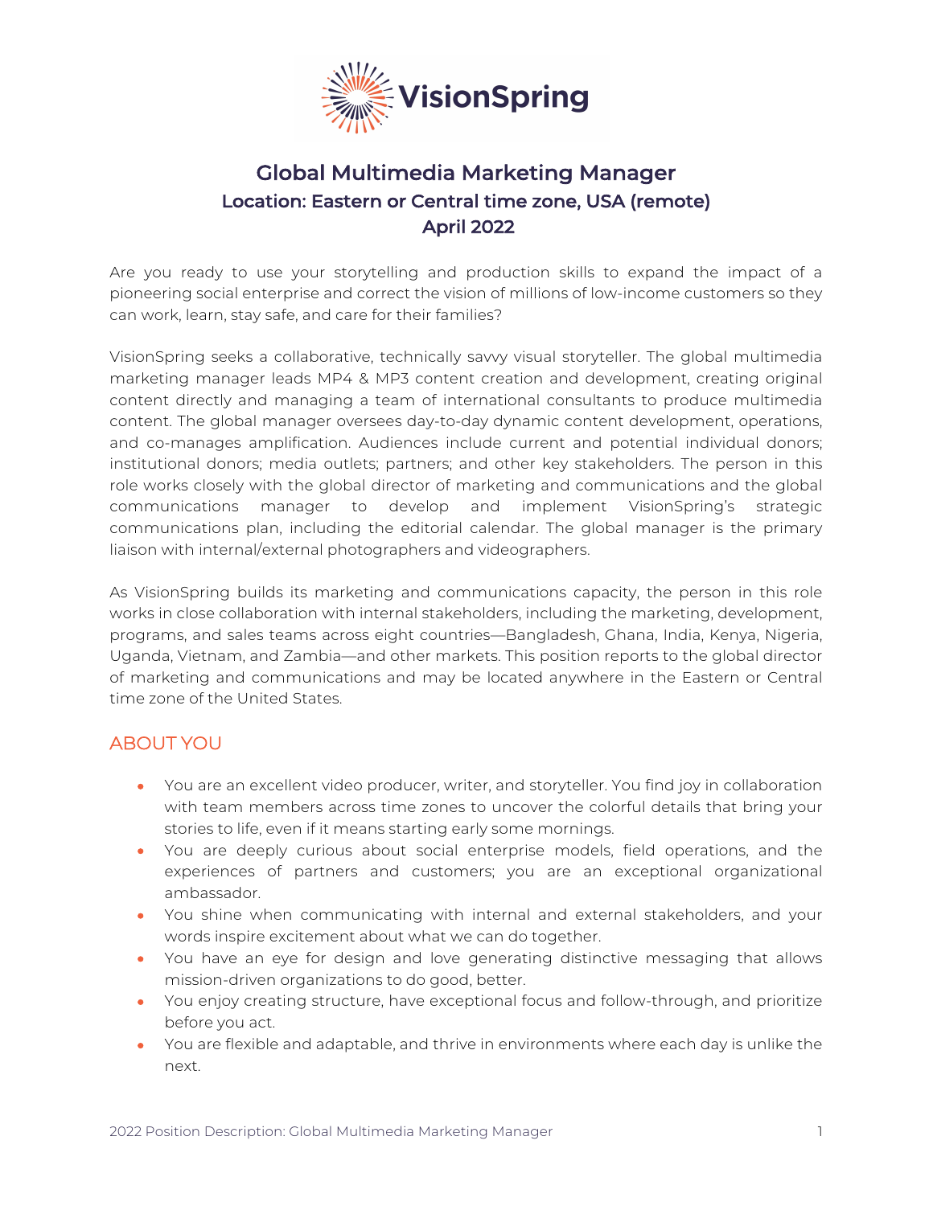# Global Multimedia Marketing Manager
## Location: Eastern or Central time zone, USA (remote)
## April 2022

Are you ready to use your storytelling and production skills to expand the impact of a pioneering social enterprise and correct the vision of millions of low-income customers so they can work, learn, stay safe, and care for their families?

VisionSpring seeks a collaborative, technically savvy visual storyteller. The global multimedia marketing manager leads MP4 & MP3 content creation and development, creating original content directly and managing a team of international consultants to produce multimedia content. The global manager oversees day-to-day dynamic content development, operations, and co-manages amplification. Audiences include current and potential individual donors; institutional donors; media outlets; partners; and other key stakeholders. The person in this role works closely with the global director of marketing and communications and the global communications manager to develop and implement VisionSpring's strategic communications plan, including the editorial calendar. The global manager is the primary liaison with internal/external photographers and videographers.

As VisionSpring builds its marketing and communications capacity, the person in this role works in close collaboration with internal stakeholders, including the marketing, development, programs, and sales teams across eight countries—Bangladesh, Ghana, India, Kenya, Nigeria, Uganda, Vietnam, and Zambia—and other markets. This position reports to the global director of marketing and communications and may be located anywhere in the Eastern or Central time zone of the United States.

## ABOUT YOU

- You are an excellent video producer, writer, and storyteller. You find joy in collaboration with team members across time zones to uncover the colorful details that bring your stories to life, even if it means starting early some mornings.
- You are deeply curious about social enterprise models, field operations, and the experiences of partners and customers; you are an exceptional organizational ambassador.
- You shine when communicating with internal and external stakeholders, and your words inspire excitement about what we can do together.
- You have an eye for design and love generating distinctive messaging that allows mission-driven organizations to do good, better.
- You enjoy creating structure, have exceptional focus and follow-through, and prioritize before you act.
- You are flexible and adaptable, and thrive in environments where each day is unlike the next.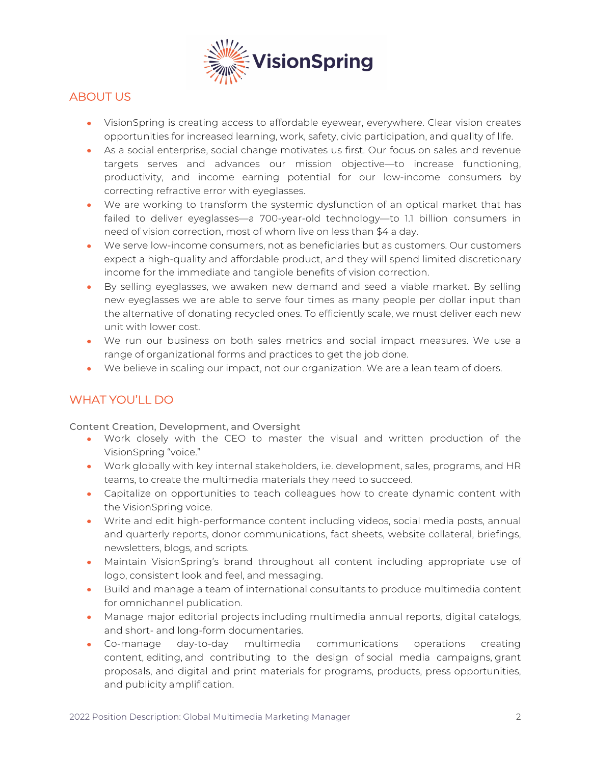## ABOUT US

- VisionSpring is creating access to affordable eyewear, everywhere. Clear vision creates opportunities for increased learning, work, safety, civic participation, and quality of life.
- As a social enterprise, social change motivates us first. Our focus on sales and revenue targets serves and advances our mission objective—to increase functioning, productivity, and income earning potential for our low-income consumers by correcting refractive error with eyeglasses.
- We are working to transform the systemic dysfunction of an optical market that has failed to deliver eyeglasses—a 700-year-old technology—to 1.1 billion consumers in need of vision correction, most of whom live on less than $4 a day.
- We serve low-income consumers, not as beneficiaries but as customers. Our customers expect a high-quality and affordable product, and they will spend limited discretionary income for the immediate and tangible benefits of vision correction.
- By selling eyeglasses, we awaken new demand and seed a viable market. By selling new eyeglasses we are able to serve four times as many people per dollar input than the alternative of donating recycled ones. To efficiently scale, we must deliver each new unit with lower cost.
- We run our business on both sales metrics and social impact measures. We use a range of organizational forms and practices to get the job done.
- We believe in scaling our impact, not our organization. We are a lean team of doers.

## WHAT YOU'LL DO

**Content Creation, Development, and Oversight**

- Work closely with the CEO to master the visual and written production of the VisionSpring "voice."
- Work globally with key internal stakeholders, i.e. development, sales, programs, and HR teams, to create the multimedia materials they need to succeed.
- Capitalize on opportunities to teach colleagues how to create dynamic content with the VisionSpring voice.
- Write and edit high-performance content including videos, social media posts, annual and quarterly reports, donor communications, fact sheets, website collateral, briefings, newsletters, blogs, and scripts.
- Maintain VisionSpring's brand throughout all content including appropriate use of logo, consistent look and feel, and messaging.
- Build and manage a team of international consultants to produce multimedia content for omnichannel publication.
- Manage major editorial projects including multimedia annual reports, digital catalogs, and short- and long-form documentaries.
- Co-manage day-to-day multimedia communications operations creating content, editing, and contributing to the design of social media campaigns, grant proposals, and digital and print materials for programs, products, press opportunities, and publicity amplification.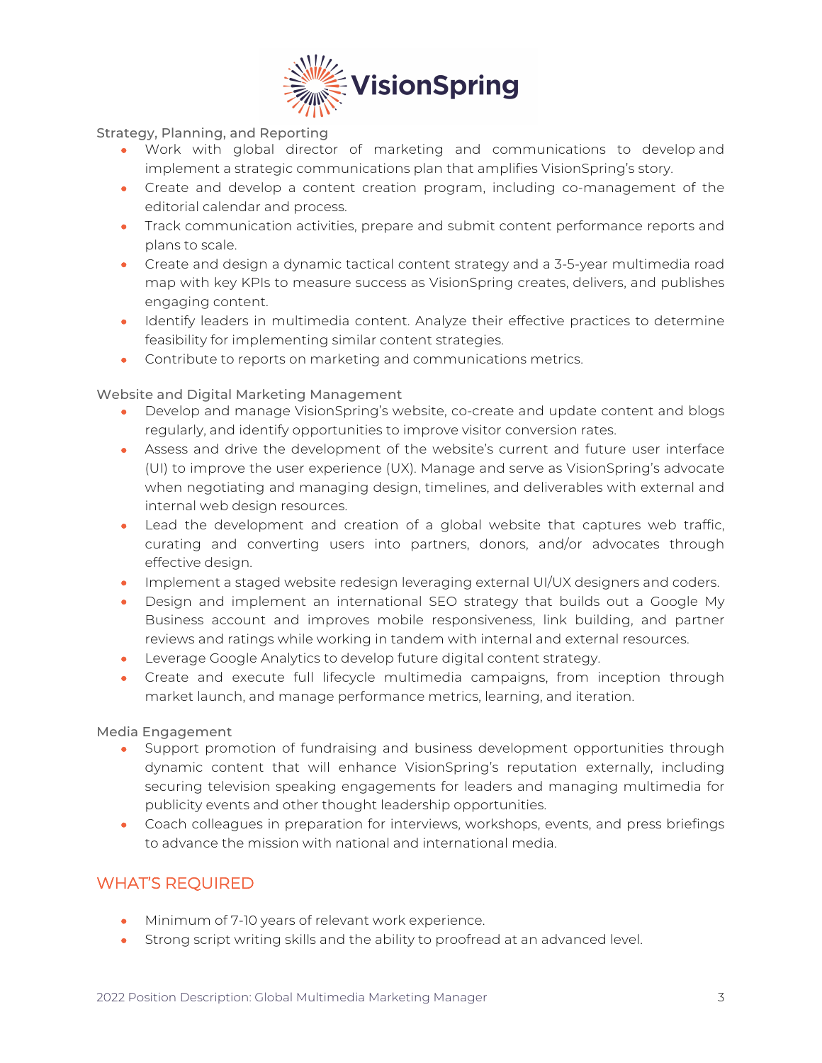Strategy, Planning, and Reporting

- Work with global director of marketing and communications to develop and implement a strategic communications plan that amplifies VisionSpring's story.
- Create and develop a content creation program, including co-management of the editorial calendar and process.
- Track communication activities, prepare and submit content performance reports and plans to scale.
- Create and design a dynamic tactical content strategy and a 3-5-year multimedia road map with key KPIs to measure success as VisionSpring creates, delivers, and publishes engaging content.
- Identify leaders in multimedia content. Analyze their effective practices to determine feasibility for implementing similar content strategies.
- Contribute to reports on marketing and communications metrics.

Website and Digital Marketing Management

- Develop and manage VisionSpring's website, co-create and update content and blogs regularly, and identify opportunities to improve visitor conversion rates.
- Assess and drive the development of the website's current and future user interface (UI) to improve the user experience (UX). Manage and serve as VisionSpring's advocate when negotiating and managing design, timelines, and deliverables with external and internal web design resources.
- Lead the development and creation of a global website that captures web traffic, curating and converting users into partners, donors, and/or advocates through effective design.
- Implement a staged website redesign leveraging external UI/UX designers and coders.
- Design and implement an international SEO strategy that builds out a Google My Business account and improves mobile responsiveness, link building, and partner reviews and ratings while working in tandem with internal and external resources.
- Leverage Google Analytics to develop future digital content strategy.
- Create and execute full lifecycle multimedia campaigns, from inception through market launch, and manage performance metrics, learning, and iteration.

Media Engagement

- Support promotion of fundraising and business development opportunities through dynamic content that will enhance VisionSpring's reputation externally, including securing television speaking engagements for leaders and managing multimedia for publicity events and other thought leadership opportunities.
- Coach colleagues in preparation for interviews, workshops, events, and press briefings to advance the mission with national and international media.

## WHAT'S REQUIRED

- Minimum of 7-10 years of relevant work experience.
- Strong script writing skills and the ability to proofread at an advanced level.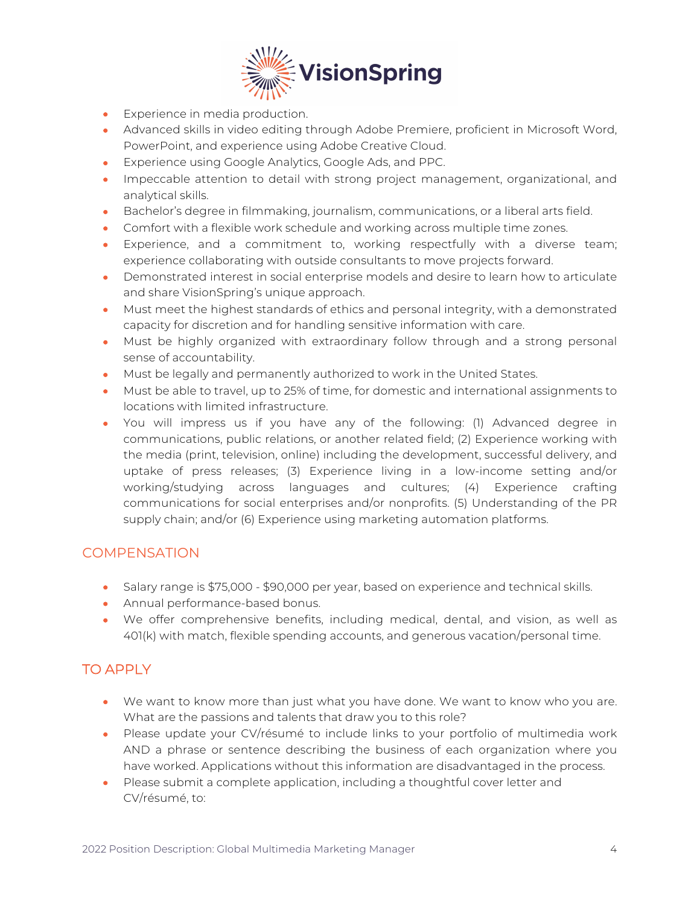- Experience in media production.
- Advanced skills in video editing through Adobe Premiere, proficient in Microsoft Word, PowerPoint, and experience using Adobe Creative Cloud.
- Experience using Google Analytics, Google Ads, and PPC.
- Impeccable attention to detail with strong project management, organizational, and analytical skills.
- Bachelor's degree in filmmaking, journalism, communications, or a liberal arts field.
- Comfort with a flexible work schedule and working across multiple time zones.
- Experience, and a commitment to, working respectfully with a diverse team; experience collaborating with outside consultants to move projects forward.
- Demonstrated interest in social enterprise models and desire to learn how to articulate and share VisionSpring's unique approach.
- Must meet the highest standards of ethics and personal integrity, with a demonstrated capacity for discretion and for handling sensitive information with care.
- Must be highly organized with extraordinary follow through and a strong personal sense of accountability.
- Must be legally and permanently authorized to work in the United States.
- Must be able to travel, up to 25% of time, for domestic and international assignments to locations with limited infrastructure.
- You will impress us if you have any of the following: (1) Advanced degree in communications, public relations, or another related field; (2) Experience working with the media (print, television, online) including the development, successful delivery, and uptake of press releases; (3) Experience living in a low-income setting and/or working/studying across languages and cultures; (4) Experience crafting communications for social enterprises and/or nonprofits. (5) Understanding of the PR supply chain; and/or (6) Experience using marketing automation platforms.

## COMPENSATION

- Salary range is $75,000 - $90,000 per year, based on experience and technical skills.
- Annual performance-based bonus.
- We offer comprehensive benefits, including medical, dental, and vision, as well as 401(k) with match, flexible spending accounts, and generous vacation/personal time.

## TO APPLY

- We want to know more than just what you have done. We want to know who you are. What are the passions and talents that draw you to this role?
- Please update your CV/résumé to include links to your portfolio of multimedia work AND a phrase or sentence describing the business of each organization where you have worked. Applications without this information are disadvantaged in the process.
- Please submit a complete application, including a thoughtful cover letter and CV/résumé, to: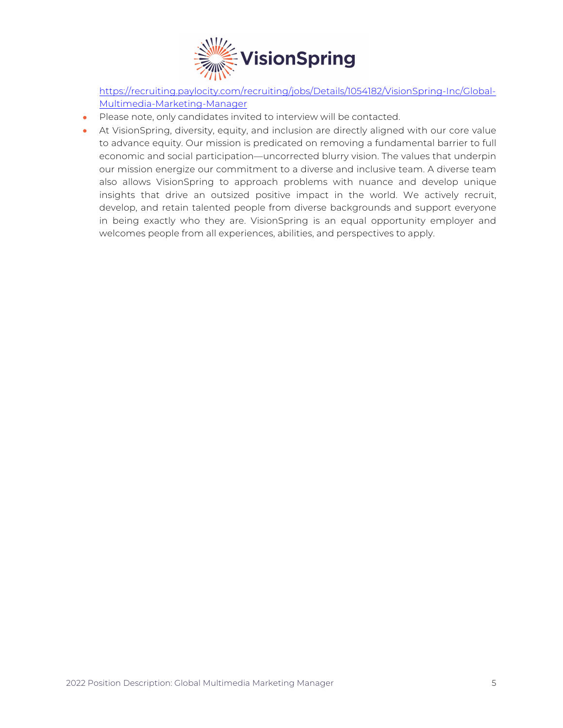https://recruiting.paylocity.com/recruiting/jobs/Details/1054182/VisionSpring-Inc/Global-Multimedia-Marketing-Manager

- Please note, only candidates invited to interview will be contacted.
- At VisionSpring, diversity, equity, and inclusion are directly aligned with our core value to advance equity. Our mission is predicated on removing a fundamental barrier to full economic and social participation—uncorrected blurry vision. The values that underpin our mission energize our commitment to a diverse and inclusive team. A diverse team also allows VisionSpring to approach problems with nuance and develop unique insights that drive an outsized positive impact in the world. We actively recruit, develop, and retain talented people from diverse backgrounds and support everyone in being exactly who they are. VisionSpring is an equal opportunity employer and welcomes people from all experiences, abilities, and perspectives to apply.